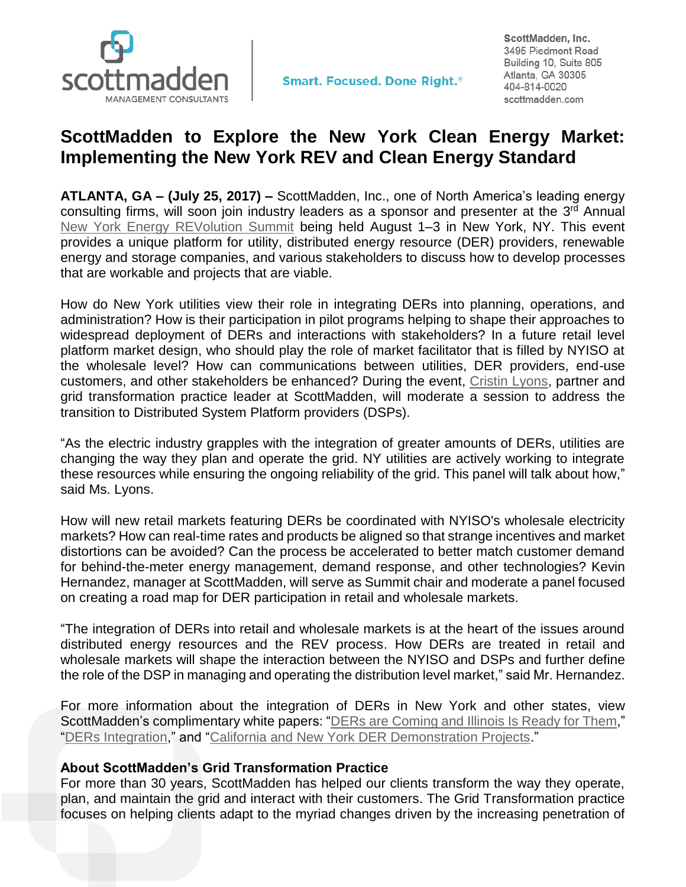ScottMadden, Inc.
3495 Piedmont Road
Building 10, Suite 805
Atlanta, GA 30305
404-814-0020
scottmadden.com

Smart. Focused. Done Right.®

# ScottMadden to Explore the New York Clean Energy Market: Implementing the New York REV and Clean Energy Standard

**ATLANTA, GA – (July 25, 2017) –** ScottMadden, Inc., one of North America's leading energy consulting firms, will soon join industry leaders as a sponsor and presenter at the 3rd Annual New York Energy REVolution Summit being held August 1–3 in New York, NY. This event provides a unique platform for utility, distributed energy resource (DER) providers, renewable energy and storage companies, and various stakeholders to discuss how to develop processes that are workable and projects that are viable.

How do New York utilities view their role in integrating DERs into planning, operations, and administration? How is their participation in pilot programs helping to shape their approaches to widespread deployment of DERs and interactions with stakeholders? In a future retail level platform market design, who should play the role of market facilitator that is filled by NYISO at the wholesale level? How can communications between utilities, DER providers, end-use customers, and other stakeholders be enhanced? During the event, Cristin Lyons, partner and grid transformation practice leader at ScottMadden, will moderate a session to address the transition to Distributed System Platform providers (DSPs).

"As the electric industry grapples with the integration of greater amounts of DERs, utilities are changing the way they plan and operate the grid. NY utilities are actively working to integrate these resources while ensuring the ongoing reliability of the grid. This panel will talk about how," said Ms. Lyons.

How will new retail markets featuring DERs be coordinated with NYISO's wholesale electricity markets? How can real-time rates and products be aligned so that strange incentives and market distortions can be avoided? Can the process be accelerated to better match customer demand for behind-the-meter energy management, demand response, and other technologies? Kevin Hernandez, manager at ScottMadden, will serve as Summit chair and moderate a panel focused on creating a road map for DER participation in retail and wholesale markets.

"The integration of DERs into retail and wholesale markets is at the heart of the issues around distributed energy resources and the REV process. How DERs are treated in retail and wholesale markets will shape the interaction between the NYISO and DSPs and further define the role of the DSP in managing and operating the distribution level market," said Mr. Hernandez.

For more information about the integration of DERs in New York and other states, view ScottMadden's complimentary white papers: "DERs are Coming and Illinois Is Ready for Them," "DERs Integration," and "California and New York DER Demonstration Projects."

**About ScottMadden's Grid Transformation Practice**

For more than 30 years, ScottMadden has helped our clients transform the way they operate, plan, and maintain the grid and interact with their customers. The Grid Transformation practice focuses on helping clients adapt to the myriad changes driven by the increasing penetration of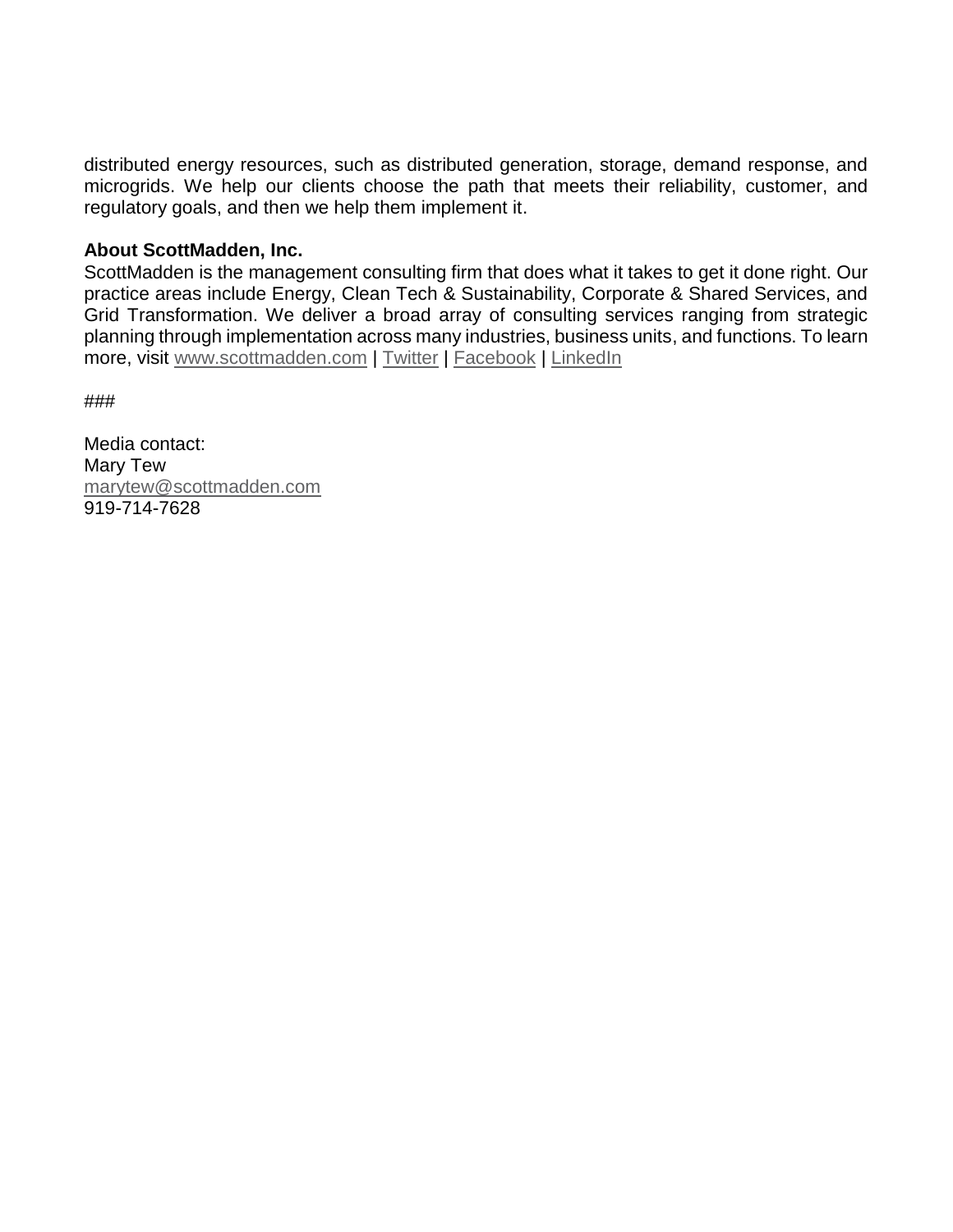distributed energy resources, such as distributed generation, storage, demand response, and microgrids. We help our clients choose the path that meets their reliability, customer, and regulatory goals, and then we help them implement it.

**About ScottMadden, Inc.**
ScottMadden is the management consulting firm that does what it takes to get it done right. Our practice areas include Energy, Clean Tech & Sustainability, Corporate & Shared Services, and Grid Transformation. We deliver a broad array of consulting services ranging from strategic planning through implementation across many industries, business units, and functions. To learn more, visit www.scottmadden.com | Twitter | Facebook | LinkedIn

###

Media contact:
Mary Tew
marytew@scottmadden.com
919-714-7628